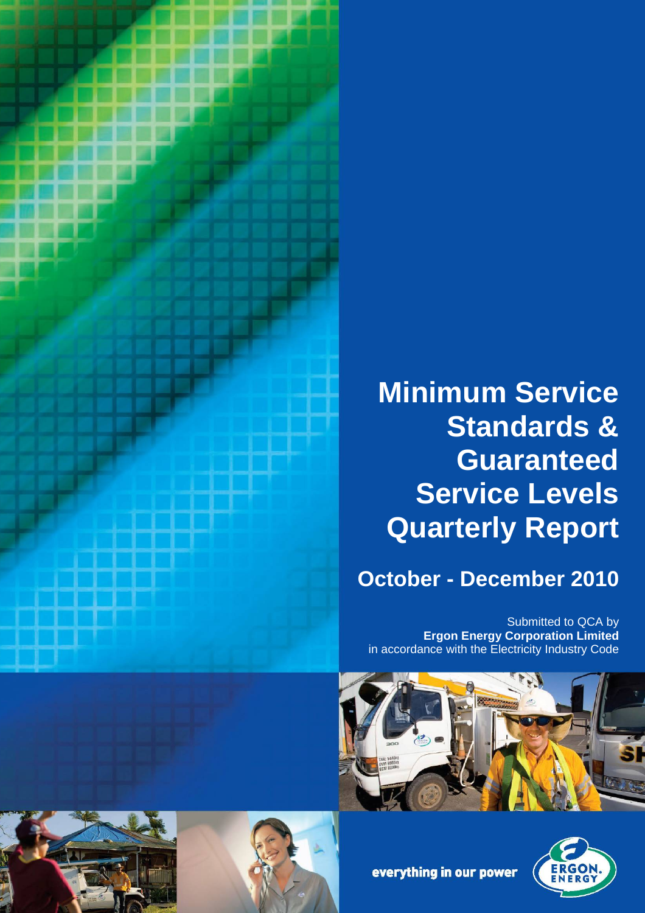# Minimum Service Standards & Guaranteed Service Levels Quarterly Report

## October - December 2010

Submitted to QCA by
**Ergon Energy Corporation Limited**
in accordance with the Electricity Industry Code

everything in our power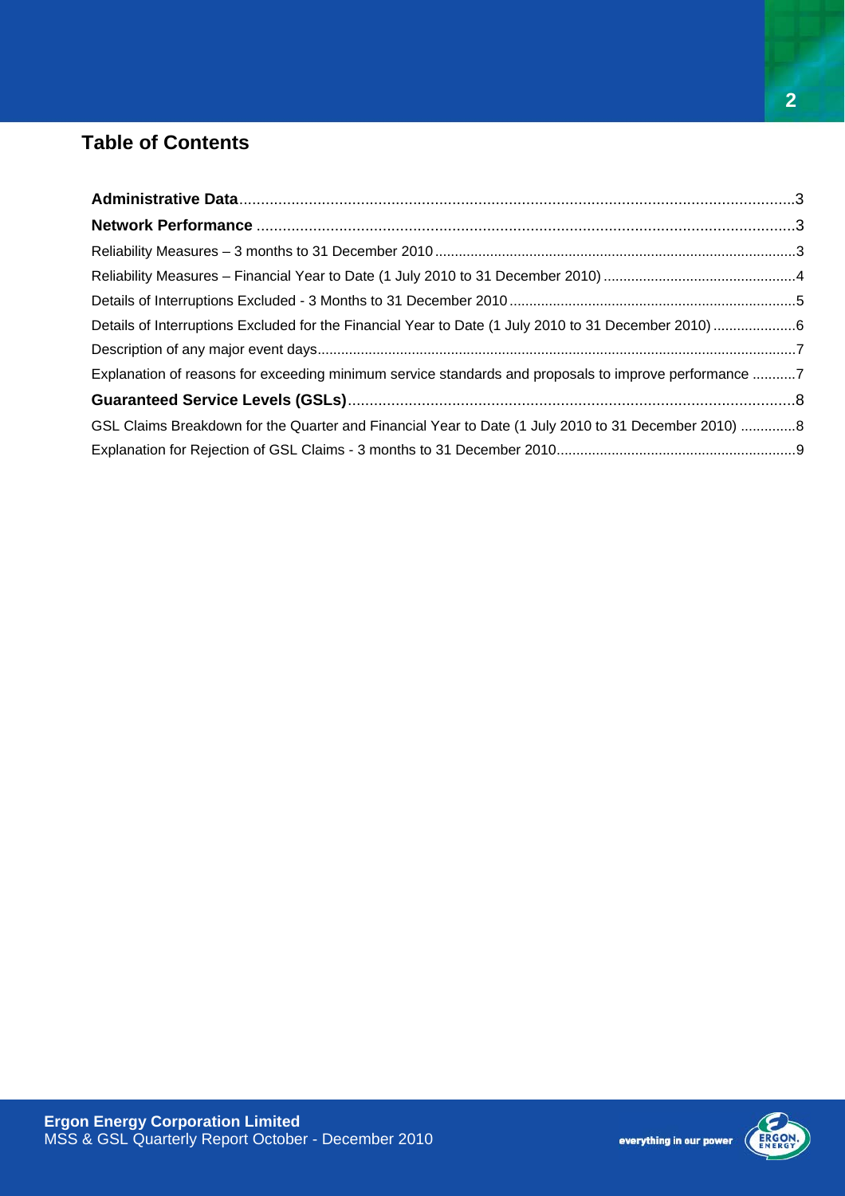## Table of Contents

**Administrative Data**..........3

**Network Performance**..........3

Reliability Measures – 3 months to 31 December 2010..........3

Reliability Measures – Financial Year to Date (1 July 2010 to 31 December 2010)..........4

Details of Interruptions Excluded - 3 Months to 31 December 2010..........5

Details of Interruptions Excluded for the Financial Year to Date (1 July 2010 to 31 December 2010)..........6

Description of any major event days..........7

Explanation of reasons for exceeding minimum service standards and proposals to improve performance..........7

**Guaranteed Service Levels (GSLs)**..........8

GSL Claims Breakdown for the Quarter and Financial Year to Date (1 July 2010 to 31 December 2010)..........8

Explanation for Rejection of GSL Claims - 3 months to 31 December 2010..........9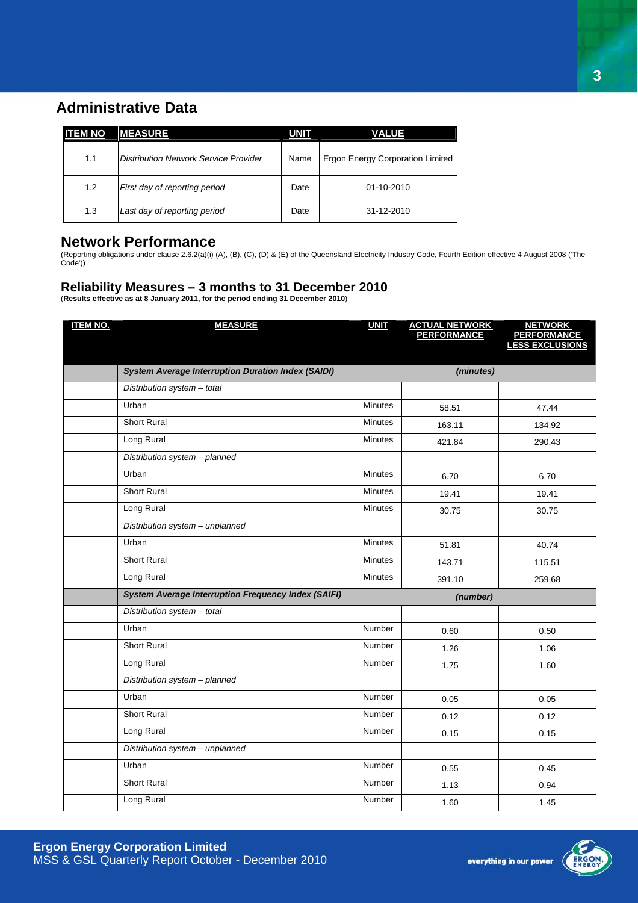## Administrative Data

| ITEM NO | MEASURE | UNIT | VALUE |
|---|---|---|---|
| 1.1 | *Distribution Network Service Provider* | Name | Ergon Energy Corporation Limited |
| 1.2 | *First day of reporting period* | Date | 01-10-2010 |
| 1.3 | *Last day of reporting period* | Date | 31-12-2010 |

## Network Performance

(Reporting obligations under clause 2.6.2(a)(i) (A), (B), (C), (D) & (E) of the Queensland Electricity Industry Code, Fourth Edition effective 4 August 2008 ('The Code'))

### Reliability Measures – 3 months to 31 December 2010

(**Results effective as at 8 January 2011, for the period ending 31 December 2010**)

| ITEM NO. | MEASURE | UNIT | ACTUAL NETWORK PERFORMANCE | NETWORK PERFORMANCE LESS EXCLUSIONS |
|---|---|---|---|---|
| | ***System Average Interruption Duration Index (SAIDI)*** | | *(minutes)* | |
| | *Distribution system – total* | | | |
| | Urban | Minutes | 58.51 | 47.44 |
| | Short Rural | Minutes | 163.11 | 134.92 |
| | Long Rural | Minutes | 421.84 | 290.43 |
| | *Distribution system – planned* | | | |
| | Urban | Minutes | 6.70 | 6.70 |
| | Short Rural | Minutes | 19.41 | 19.41 |
| | Long Rural | Minutes | 30.75 | 30.75 |
| | *Distribution system – unplanned* | | | |
| | Urban | Minutes | 51.81 | 40.74 |
| | Short Rural | Minutes | 143.71 | 115.51 |
| | Long Rural | Minutes | 391.10 | 259.68 |
| | ***System Average Interruption Frequency Index (SAIFI)*** | | *(number)* | |
| | *Distribution system – total* | | | |
| | Urban | Number | 0.60 | 0.50 |
| | Short Rural | Number | 1.26 | 1.06 |
| | Long Rural | Number | 1.75 | 1.60 |
| | *Distribution system – planned* | | | |
| | Urban | Number | 0.05 | 0.05 |
| | Short Rural | Number | 0.12 | 0.12 |
| | Long Rural | Number | 0.15 | 0.15 |
| | *Distribution system – unplanned* | | | |
| | Urban | Number | 0.55 | 0.45 |
| | Short Rural | Number | 1.13 | 0.94 |
| | Long Rural | Number | 1.60 | 1.45 |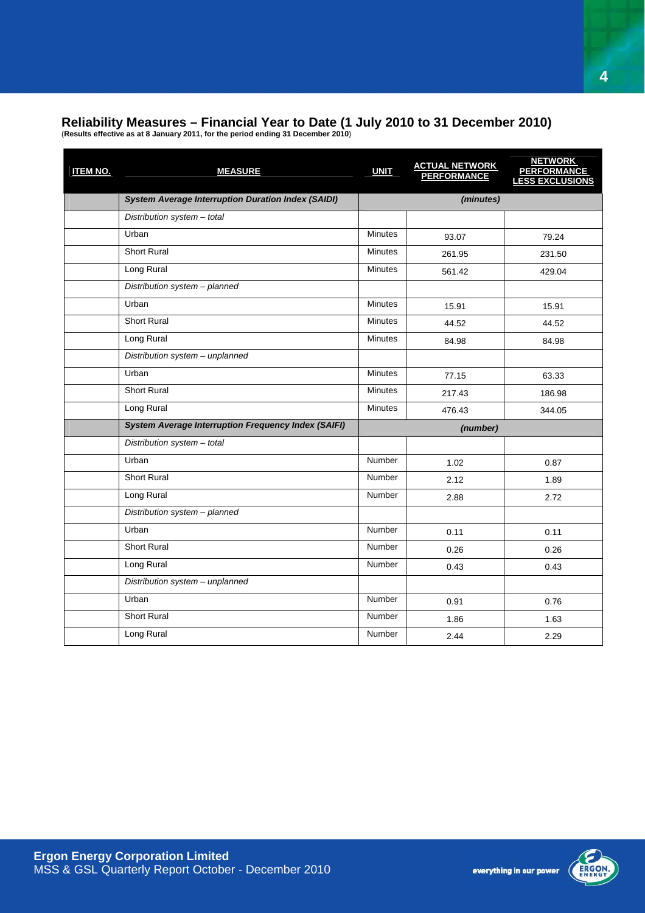## Reliability Measures – Financial Year to Date (1 July 2010 to 31 December 2010)

(**Results effective as at 8 January 2011, for the period ending 31 December 2010**)

| ITEM NO. | MEASURE | UNIT | ACTUAL NETWORK PERFORMANCE | NETWORK PERFORMANCE LESS EXCLUSIONS |
|---|---|---|---|---|
| | ***System Average Interruption Duration Index (SAIDI)*** | *(minutes)* | | |
| | *Distribution system – total* | | | |
| | Urban | Minutes | 93.07 | 79.24 |
| | Short Rural | Minutes | 261.95 | 231.50 |
| | Long Rural | Minutes | 561.42 | 429.04 |
| | *Distribution system – planned* | | | |
| | Urban | Minutes | 15.91 | 15.91 |
| | Short Rural | Minutes | 44.52 | 44.52 |
| | Long Rural | Minutes | 84.98 | 84.98 |
| | *Distribution system – unplanned* | | | |
| | Urban | Minutes | 77.15 | 63.33 |
| | Short Rural | Minutes | 217.43 | 186.98 |
| | Long Rural | Minutes | 476.43 | 344.05 |
| | ***System Average Interruption Frequency Index (SAIFI)*** | *(number)* | | |
| | *Distribution system – total* | | | |
| | Urban | Number | 1.02 | 0.87 |
| | Short Rural | Number | 2.12 | 1.89 |
| | Long Rural | Number | 2.88 | 2.72 |
| | *Distribution system – planned* | | | |
| | Urban | Number | 0.11 | 0.11 |
| | Short Rural | Number | 0.26 | 0.26 |
| | Long Rural | Number | 0.43 | 0.43 |
| | *Distribution system – unplanned* | | | |
| | Urban | Number | 0.91 | 0.76 |
| | Short Rural | Number | 1.86 | 1.63 |
| | Long Rural | Number | 2.44 | 2.29 |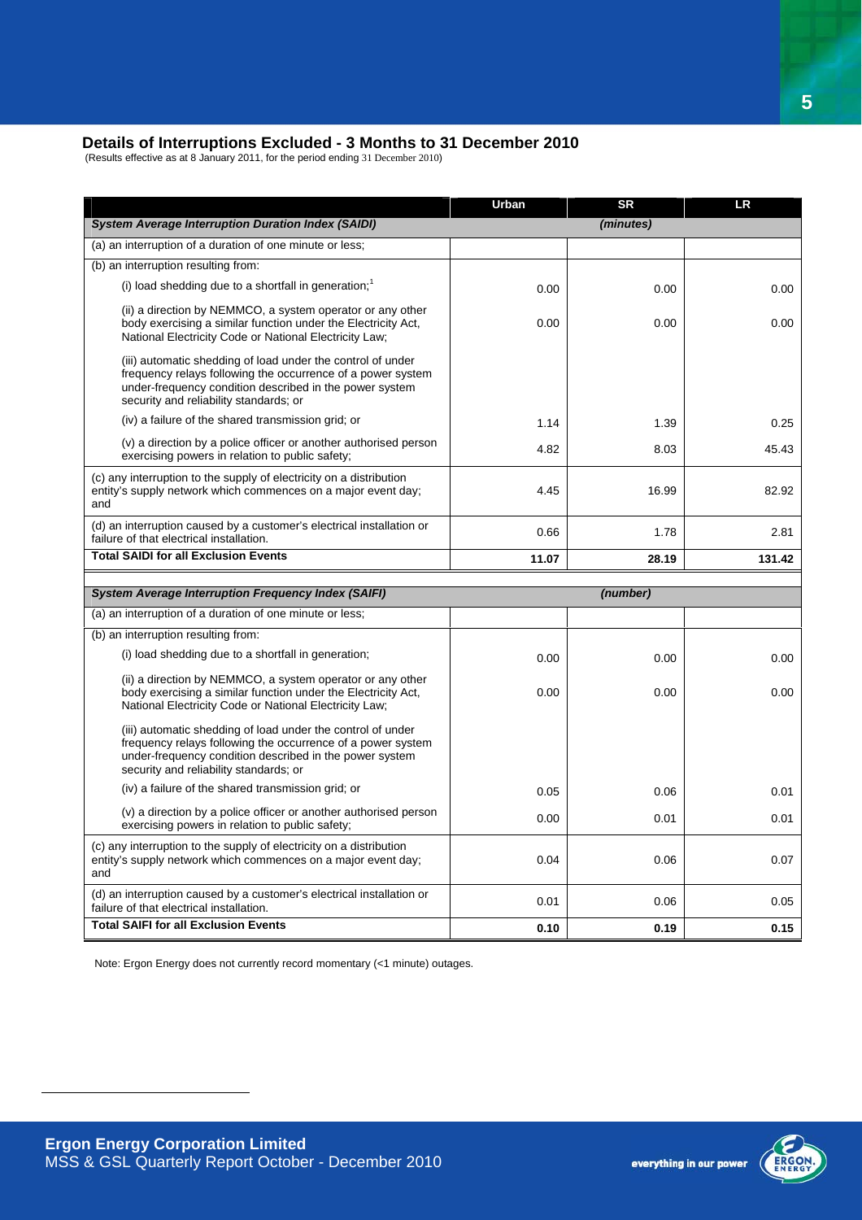## Details of Interruptions Excluded - 3 Months to 31 December 2010

(Results effective as at 8 January 2011, for the period ending 31 December 2010)

| | Urban | SR | LR |
|---|---|---|---|
| ***System Average Interruption Duration Index (SAIDI)*** | | *(minutes)* | |
| (a) an interruption of a duration of one minute or less; | | | |
| (b) an interruption resulting from: | | | |
| (i) load shedding due to a shortfall in generation;[1] | 0.00 | 0.00 | 0.00 |
| (ii) a direction by NEMMCO, a system operator or any other body exercising a similar function under the Electricity Act, National Electricity Code or National Electricity Law; | 0.00 | 0.00 | 0.00 |
| (iii) automatic shedding of load under the control of under frequency relays following the occurrence of a power system under-frequency condition described in the power system security and reliability standards; or | | | |
| (iv) a failure of the shared transmission grid; or | 1.14 | 1.39 | 0.25 |
| (v) a direction by a police officer or another authorised person exercising powers in relation to public safety; | 4.82 | 8.03 | 45.43 |
| (c) any interruption to the supply of electricity on a distribution entity's supply network which commences on a major event day; and | 4.45 | 16.99 | 82.92 |
| (d) an interruption caused by a customer's electrical installation or failure of that electrical installation. | 0.66 | 1.78 | 2.81 |
| **Total SAIDI for all Exclusion Events** | **11.07** | **28.19** | **131.42** |

| | Urban | SR | LR |
|---|---|---|---|
| ***System Average Interruption Frequency Index (SAIFI)*** | | *(number)* | |
| (a) an interruption of a duration of one minute or less; | | | |
| (b) an interruption resulting from: | | | |
| (i) load shedding due to a shortfall in generation; | 0.00 | 0.00 | 0.00 |
| (ii) a direction by NEMMCO, a system operator or any other body exercising a similar function under the Electricity Act, National Electricity Code or National Electricity Law; | 0.00 | 0.00 | 0.00 |
| (iii) automatic shedding of load under the control of under frequency relays following the occurrence of a power system under-frequency condition described in the power system security and reliability standards; or | | | |
| (iv) a failure of the shared transmission grid; or | 0.05 | 0.06 | 0.01 |
| (v) a direction by a police officer or another authorised person exercising powers in relation to public safety; | 0.00 | 0.01 | 0.01 |
| (c) any interruption to the supply of electricity on a distribution entity's supply network which commences on a major event day; and | 0.04 | 0.06 | 0.07 |
| (d) an interruption caused by a customer's electrical installation or failure of that electrical installation. | 0.01 | 0.06 | 0.05 |
| **Total SAIFI for all Exclusion Events** | **0.10** | **0.19** | **0.15** |

Note: Ergon Energy does not currently record momentary (<1 minute) outages.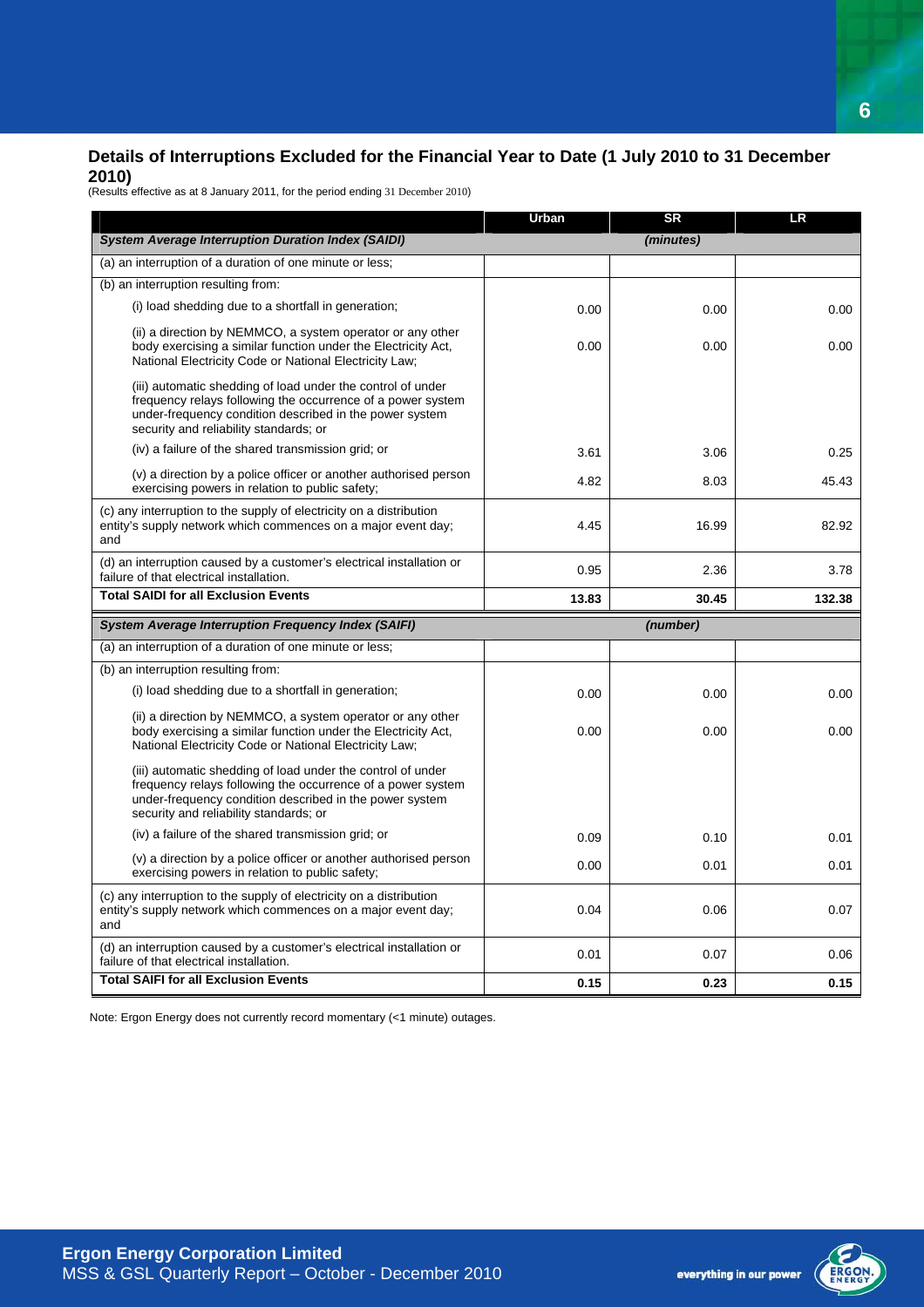## Details of Interruptions Excluded for the Financial Year to Date (1 July 2010 to 31 December 2010)

(Results effective as at 8 January 2011, for the period ending 31 December 2010)

| | Urban | SR | LR |
|---|---|---|---|
| ***System Average Interruption Duration Index (SAIDI)*** | | *(minutes)* | |
| (a) an interruption of a duration of one minute or less; | | | |
| (b) an interruption resulting from: | | | |
| (i) load shedding due to a shortfall in generation; | 0.00 | 0.00 | 0.00 |
| (ii) a direction by NEMMCO, a system operator or any other body exercising a similar function under the Electricity Act, National Electricity Code or National Electricity Law; | 0.00 | 0.00 | 0.00 |
| (iii) automatic shedding of load under the control of under frequency relays following the occurrence of a power system under-frequency condition described in the power system security and reliability standards; or | | | |
| (iv) a failure of the shared transmission grid; or | 3.61 | 3.06 | 0.25 |
| (v) a direction by a police officer or another authorised person exercising powers in relation to public safety; | 4.82 | 8.03 | 45.43 |
| (c) any interruption to the supply of electricity on a distribution entity's supply network which commences on a major event day; and | 4.45 | 16.99 | 82.92 |
| (d) an interruption caused by a customer's electrical installation or failure of that electrical installation. | 0.95 | 2.36 | 3.78 |
| **Total SAIDI for all Exclusion Events** | **13.83** | **30.45** | **132.38** |
| ***System Average Interruption Frequency Index (SAIFI)*** | | *(number)* | |
| (a) an interruption of a duration of one minute or less; | | | |
| (b) an interruption resulting from: | | | |
| (i) load shedding due to a shortfall in generation; | 0.00 | 0.00 | 0.00 |
| (ii) a direction by NEMMCO, a system operator or any other body exercising a similar function under the Electricity Act, National Electricity Code or National Electricity Law; | 0.00 | 0.00 | 0.00 |
| (iii) automatic shedding of load under the control of under frequency relays following the occurrence of a power system under-frequency condition described in the power system security and reliability standards; or | | | |
| (iv) a failure of the shared transmission grid; or | 0.09 | 0.10 | 0.01 |
| (v) a direction by a police officer or another authorised person exercising powers in relation to public safety; | 0.00 | 0.01 | 0.01 |
| (c) any interruption to the supply of electricity on a distribution entity's supply network which commences on a major event day; and | 0.04 | 0.06 | 0.07 |
| (d) an interruption caused by a customer's electrical installation or failure of that electrical installation. | 0.01 | 0.07 | 0.06 |
| **Total SAIFI for all Exclusion Events** | **0.15** | **0.23** | **0.15** |

Note: Ergon Energy does not currently record momentary (<1 minute) outages.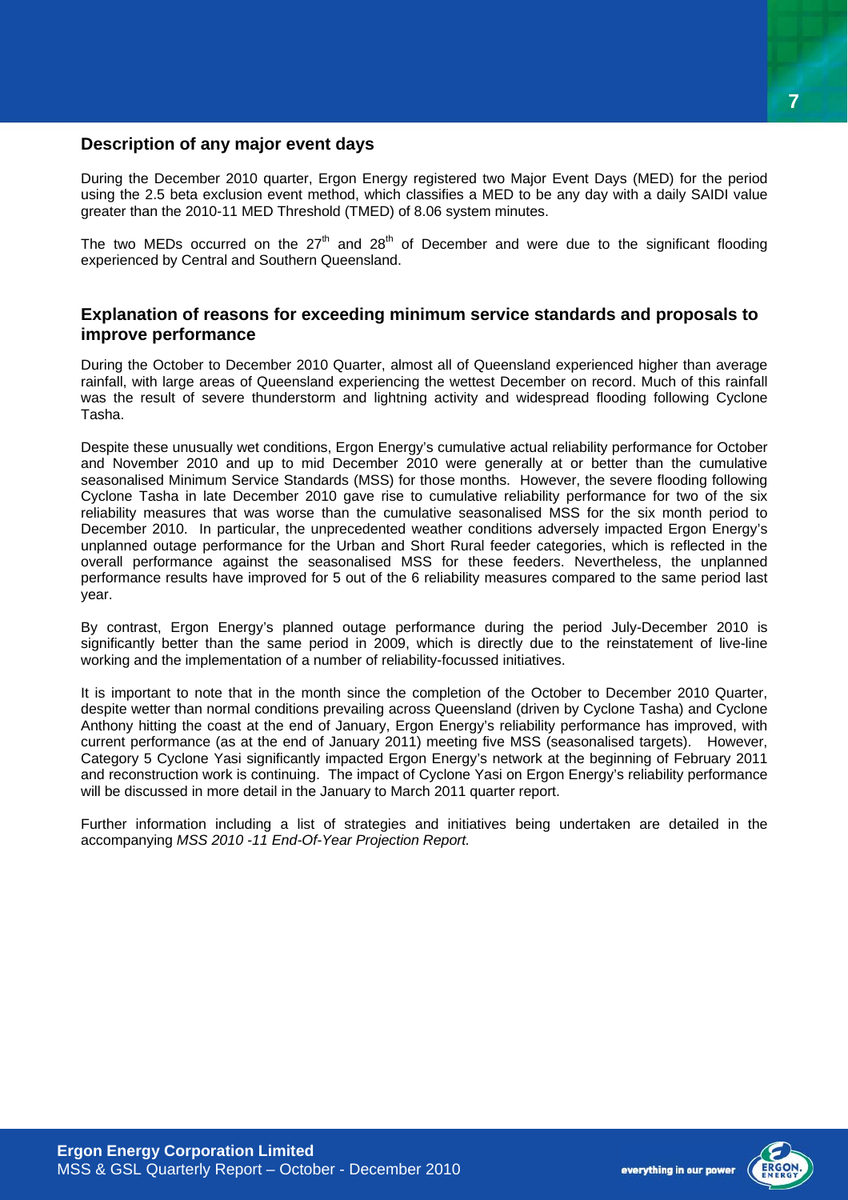## Description of any major event days

During the December 2010 quarter, Ergon Energy registered two Major Event Days (MED) for the period using the 2.5 beta exclusion event method, which classifies a MED to be any day with a daily SAIDI value greater than the 2010-11 MED Threshold (TMED) of 8.06 system minutes.

The two MEDs occurred on the 27th and 28th of December and were due to the significant flooding experienced by Central and Southern Queensland.

## Explanation of reasons for exceeding minimum service standards and proposals to improve performance

During the October to December 2010 Quarter, almost all of Queensland experienced higher than average rainfall, with large areas of Queensland experiencing the wettest December on record. Much of this rainfall was the result of severe thunderstorm and lightning activity and widespread flooding following Cyclone Tasha.

Despite these unusually wet conditions, Ergon Energy's cumulative actual reliability performance for October and November 2010 and up to mid December 2010 were generally at or better than the cumulative seasonalised Minimum Service Standards (MSS) for those months. However, the severe flooding following Cyclone Tasha in late December 2010 gave rise to cumulative reliability performance for two of the six reliability measures that was worse than the cumulative seasonalised MSS for the six month period to December 2010. In particular, the unprecedented weather conditions adversely impacted Ergon Energy's unplanned outage performance for the Urban and Short Rural feeder categories, which is reflected in the overall performance against the seasonalised MSS for these feeders. Nevertheless, the unplanned performance results have improved for 5 out of the 6 reliability measures compared to the same period last year.

By contrast, Ergon Energy's planned outage performance during the period July-December 2010 is significantly better than the same period in 2009, which is directly due to the reinstatement of live-line working and the implementation of a number of reliability-focussed initiatives.

It is important to note that in the month since the completion of the October to December 2010 Quarter, despite wetter than normal conditions prevailing across Queensland (driven by Cyclone Tasha) and Cyclone Anthony hitting the coast at the end of January, Ergon Energy's reliability performance has improved, with current performance (as at the end of January 2011) meeting five MSS (seasonalised targets). However, Category 5 Cyclone Yasi significantly impacted Ergon Energy's network at the beginning of February 2011 and reconstruction work is continuing. The impact of Cyclone Yasi on Ergon Energy's reliability performance will be discussed in more detail in the January to March 2011 quarter report.

Further information including a list of strategies and initiatives being undertaken are detailed in the accompanying *MSS 2010 -11 End-Of-Year Projection Report.*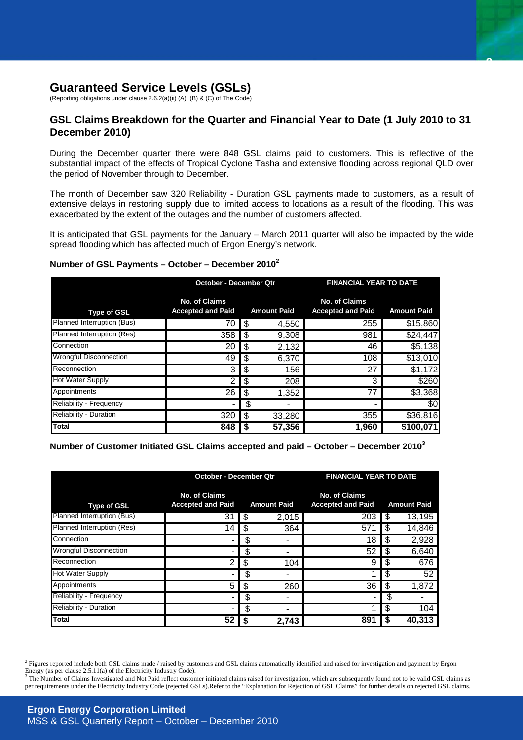## Guaranteed Service Levels (GSLs)

(Reporting obligations under clause 2.6.2(a)(ii) (A), (B) & (C) of The Code)

### GSL Claims Breakdown for the Quarter and Financial Year to Date (1 July 2010 to 31 December 2010)

During the December quarter there were 848 GSL claims paid to customers. This is reflective of the substantial impact of the effects of Tropical Cyclone Tasha and extensive flooding across regional QLD over the period of November through to December.

The month of December saw 320 Reliability - Duration GSL payments made to customers, as a result of extensive delays in restoring supply due to limited access to locations as a result of the flooding. This was exacerbated by the extent of the outages and the number of customers affected.

It is anticipated that GSL payments for the January – March 2011 quarter will also be impacted by the wide spread flooding which has affected much of Ergon Energy's network.

**Number of GSL Payments – October – December 2010[2]**

| | October - December Qtr | | FINANCIAL YEAR TO DATE | |
|---|---|---|---|---|
| **Type of GSL** | **No. of Claims Accepted and Paid** | **Amount Paid** | **No. of Claims Accepted and Paid** | **Amount Paid** |
| Planned Interruption (Bus) | 70 | $ 4,550 | 255 | $15,860 |
| Planned Interruption (Res) | 358 | $ 9,308 | 981 | $24,447 |
| Connection | 20 | $ 2,132 | 46 | $5,138 |
| Wrongful Disconnection | 49 | $ 6,370 | 108 | $13,010 |
| Reconnection | 3 | $ 156 | 27 | $1,172 |
| Hot Water Supply | 2 | $ 208 | 3 | $260 |
| Appointments | 26 | $ 1,352 | 77 | $3,368 |
| Reliability - Frequency | - | $ - | - | $0 |
| Reliability - Duration | 320 | $ 33,280 | 355 | $36,816 |
| **Total** | **848** | **$ 57,356** | **1,960** | **$100,071** |

**Number of Customer Initiated GSL Claims accepted and paid – October – December 2010[3]**

| | October - December Qtr | | FINANCIAL YEAR TO DATE | |
|---|---|---|---|---|
| **Type of GSL** | **No. of Claims Accepted and Paid** | **Amount Paid** | **No. of Claims Accepted and Paid** | **Amount Paid** |
| Planned Interruption (Bus) | 31 | $ 2,015 | 203 | $ 13,195 |
| Planned Interruption (Res) | 14 | $ 364 | 571 | $ 14,846 |
| Connection | - | $ - | 18 | $ 2,928 |
| Wrongful Disconnection | - | $ - | 52 | $ 6,640 |
| Reconnection | 2 | $ 104 | 9 | $ 676 |
| Hot Water Supply | - | $ - | 1 | $ 52 |
| Appointments | 5 | $ 260 | 36 | $ 1,872 |
| Reliability - Frequency | - | $ - | - | $ - |
| Reliability - Duration | - | $ - | 1 | $ 104 |
| **Total** | **52** | **$ 2,743** | **891** | **$ 40,313** |

[2] Figures reported include both GSL claims made / raised by customers and GSL claims automatically identified and raised for investigation and payment by Ergon Energy (as per clause 2.5.11(a) of the Electricity Industry Code).

[3] The Number of Claims Investigated and Not Paid reflect customer initiated claims raised for investigation, which are subsequently found not to be valid GSL claims as per requirements under the Electricity Industry Code (rejected GSLs).Refer to the "Explanation for Rejection of GSL Claims" for further details on rejected GSL claims.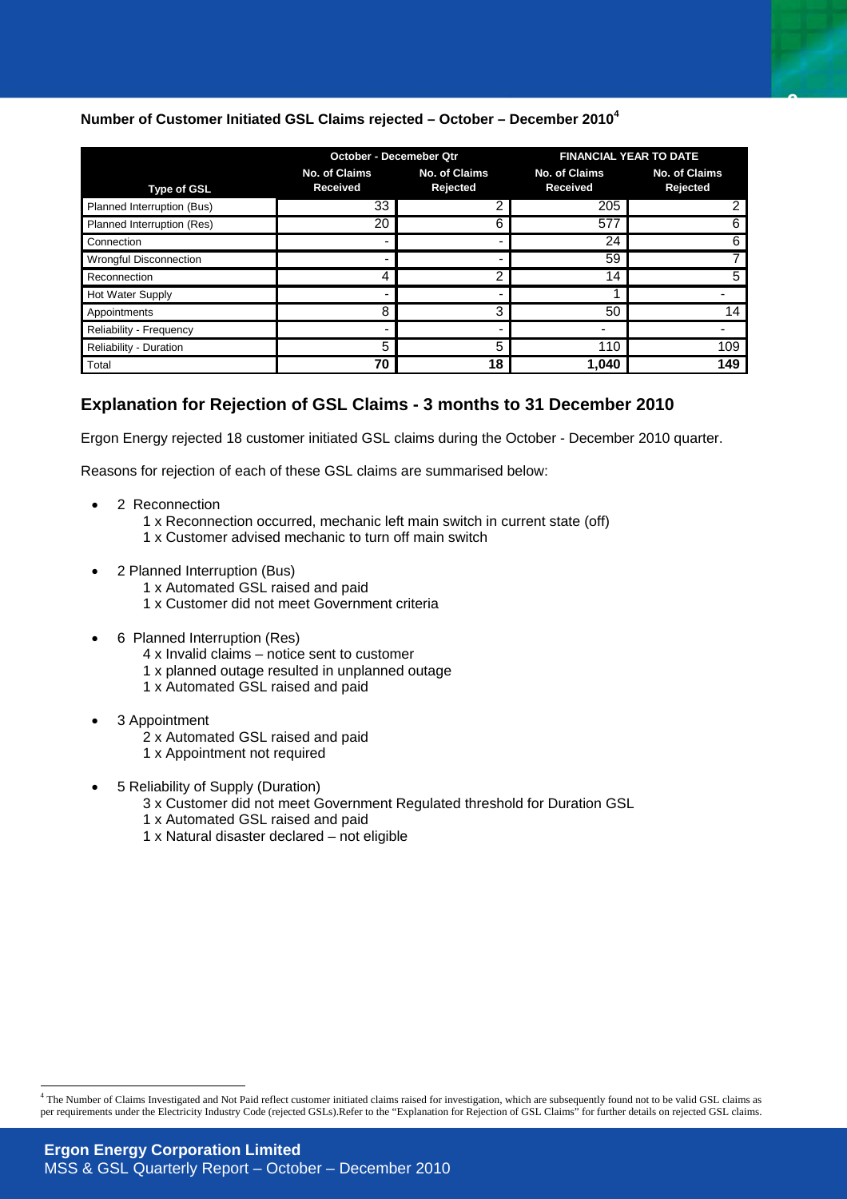**Number of Customer Initiated GSL Claims rejected – October – December 2010**[4]

| Type of GSL | October - Decemeber Qtr | | FINANCIAL YEAR TO DATE | |
|---|---|---|---|---|
| | No. of Claims Received | No. of Claims Rejected | No. of Claims Received | No. of Claims Rejected |
| Planned Interruption (Bus) | 33 | 2 | 205 | 2 |
| Planned Interruption (Res) | 20 | 6 | 577 | 6 |
| Connection | - | - | 24 | 6 |
| Wrongful Disconnection | - | - | 59 | 7 |
| Reconnection | 4 | 2 | 14 | 5 |
| Hot Water Supply | - | - | 1 | - |
| Appointments | 8 | 3 | 50 | 14 |
| Reliability - Frequency | - | - | - | - |
| Reliability - Duration | 5 | 5 | 110 | 109 |
| Total | 70 | 18 | 1,040 | 149 |

## Explanation for Rejection of GSL Claims - 3 months to 31 December 2010

Ergon Energy rejected 18 customer initiated GSL claims during the October - December 2010 quarter.

Reasons for rejection of each of these GSL claims are summarised below:

- 2 Reconnection
  - 1 x Reconnection occurred, mechanic left main switch in current state (off)
  - 1 x Customer advised mechanic to turn off main switch
- 2 Planned Interruption (Bus)
  - 1 x Automated GSL raised and paid
  - 1 x Customer did not meet Government criteria
- 6 Planned Interruption (Res)
  - 4 x Invalid claims – notice sent to customer
  - 1 x planned outage resulted in unplanned outage
  - 1 x Automated GSL raised and paid
- 3 Appointment
  - 2 x Automated GSL raised and paid
  - 1 x Appointment not required
- 5 Reliability of Supply (Duration)
  - 3 x Customer did not meet Government Regulated threshold for Duration GSL
  - 1 x Automated GSL raised and paid
  - 1 x Natural disaster declared – not eligible

[4] The Number of Claims Investigated and Not Paid reflect customer initiated claims raised for investigation, which are subsequently found not to be valid GSL claims as per requirements under the Electricity Industry Code (rejected GSLs).Refer to the "Explanation for Rejection of GSL Claims" for further details on rejected GSL claims.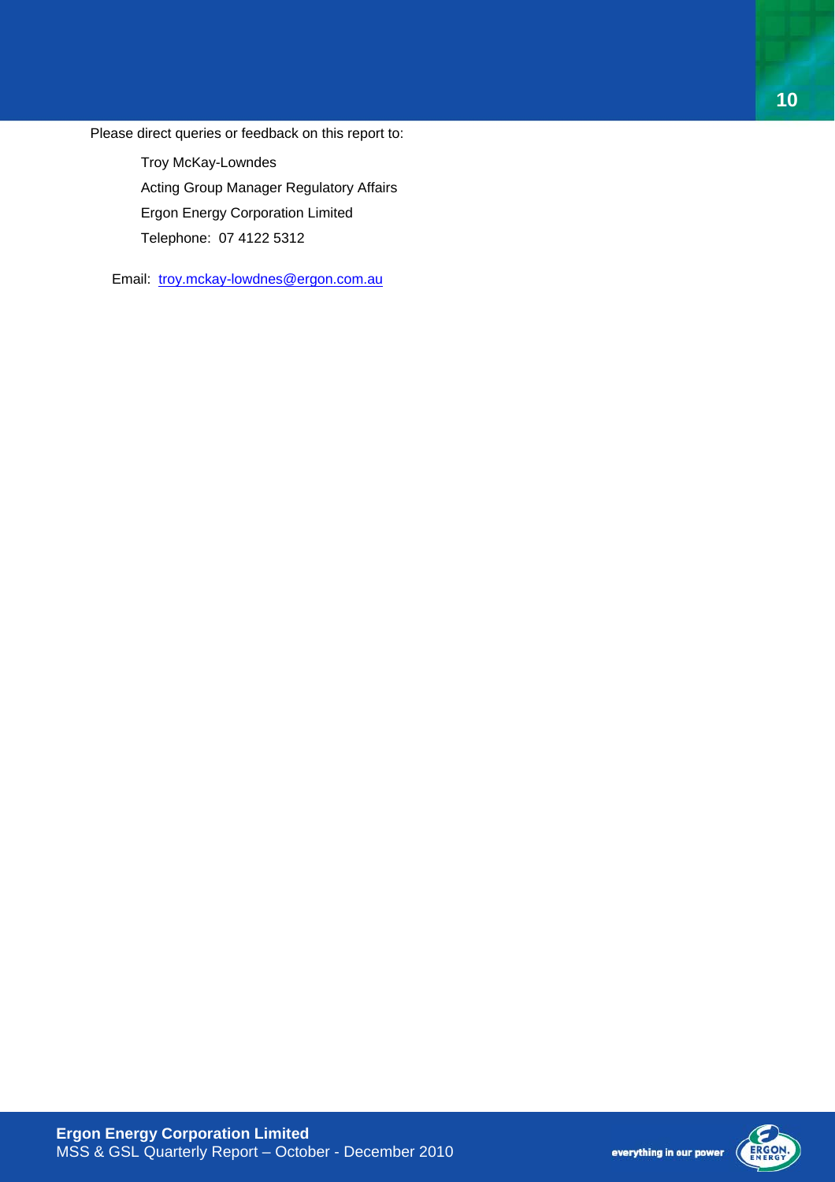Please direct queries or feedback on this report to:

Troy McKay-Lowndes

Acting Group Manager Regulatory Affairs

Ergon Energy Corporation Limited

Telephone: 07 4122 5312

Email: troy.mckay-lowdnes@ergon.com.au